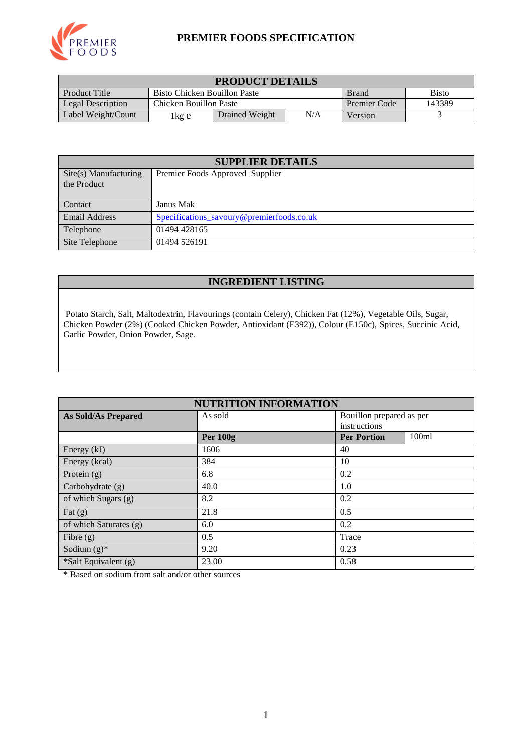# PREMIER FOODS SPECIFICATION

| PRODUCT DETAILS | | | | | |
|---|---|---|---|---|---|
| Product Title | Bisto Chicken Bouillon Paste | | | Brand | Bisto |
| Legal Description | Chicken Bouillon Paste | | | Premier Code | 143389 |
| Label Weight/Count | 1kg e | Drained Weight | N/A | Version | 3 |

| SUPPLIER DETAILS | |
|---|---|
| Site(s) Manufacturing the Product | Premier Foods Approved Supplier |
| Contact | Janus Mak |
| Email Address | Specifications_savoury@premierfoods.co.uk |
| Telephone | 01494 428165 |
| Site Telephone | 01494 526191 |

## INGREDIENT LISTING

Potato Starch, Salt, Maltodextrin, Flavourings (contain Celery), Chicken Fat (12%), Vegetable Oils, Sugar, Chicken Powder (2%) (Cooked Chicken Powder, Antioxidant (E392)), Colour (E150c), Spices, Succinic Acid, Garlic Powder, Onion Powder, Sage.

| NUTRITION INFORMATION | | | |
|---|---|---|---|
| **As Sold/As Prepared** | As sold | Bouillon prepared as per instructions | |
| | **Per 100g** | **Per Portion** | 100ml |
| Energy (kJ) | 1606 | 40 | |
| Energy (kcal) | 384 | 10 | |
| Protein (g) | 6.8 | 0.2 | |
| Carbohydrate (g) | 40.0 | 1.0 | |
| of which Sugars (g) | 8.2 | 0.2 | |
| Fat (g) | 21.8 | 0.5 | |
| of which Saturates (g) | 6.0 | 0.2 | |
| Fibre (g) | 0.5 | Trace | |
| Sodium (g)* | 9.20 | 0.23 | |
| *Salt Equivalent (g) | 23.00 | 0.58 | |

* Based on sodium from salt and/or other sources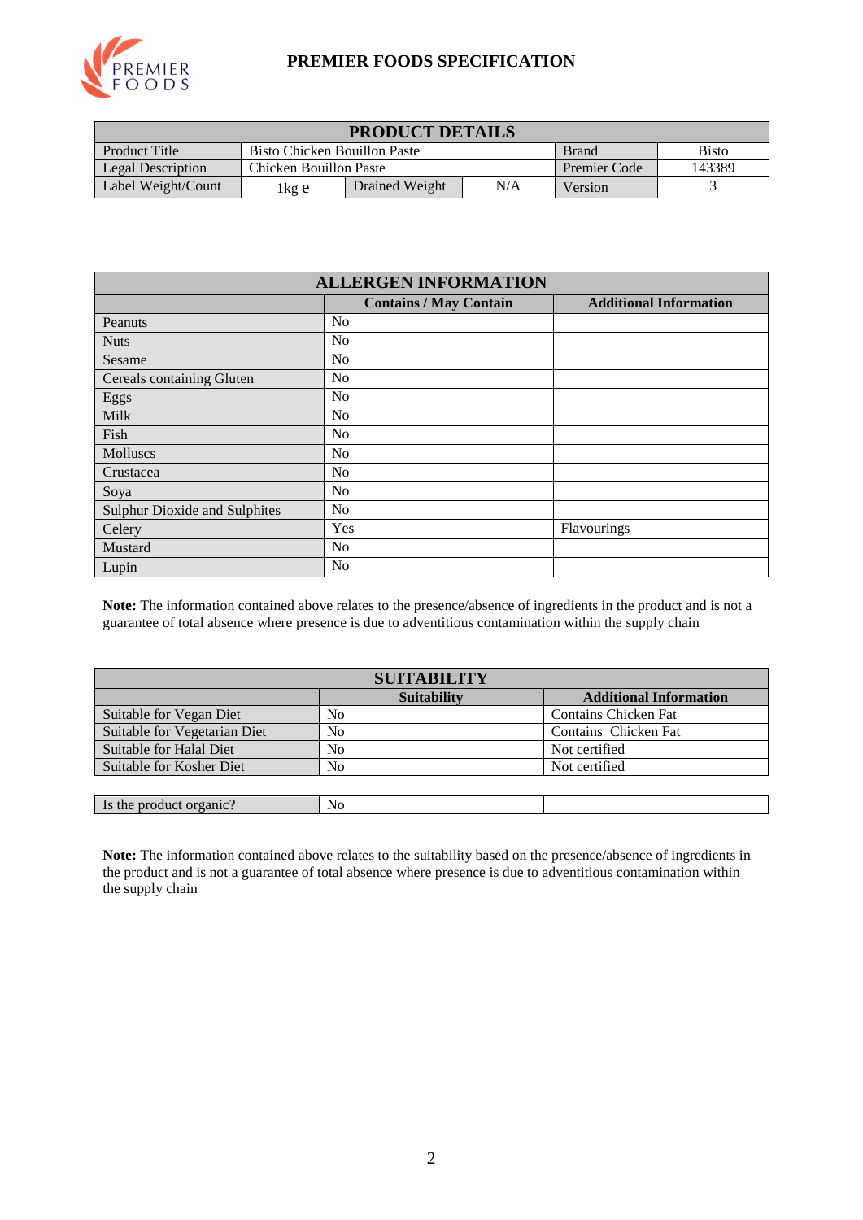# PREMIER FOODS SPECIFICATION

| PRODUCT DETAILS | | | | | |
|---|---|---|---|---|---|
| Product Title | Bisto Chicken Bouillon Paste | | | Brand | Bisto |
| Legal Description | Chicken Bouillon Paste | | | Premier Code | 143389 |
| Label Weight/Count | 1kg e | Drained Weight | N/A | Version | 3 |

| ALLERGEN INFORMATION | | |
|---|---|---|
| | **Contains / May Contain** | **Additional Information** |
| Peanuts | No | |
| Nuts | No | |
| Sesame | No | |
| Cereals containing Gluten | No | |
| Eggs | No | |
| Milk | No | |
| Fish | No | |
| Molluscs | No | |
| Crustacea | No | |
| Soya | No | |
| Sulphur Dioxide and Sulphites | No | |
| Celery | Yes | Flavourings |
| Mustard | No | |
| Lupin | No | |

**Note:** The information contained above relates to the presence/absence of ingredients in the product and is not a guarantee of total absence where presence is due to adventitious contamination within the supply chain

| SUITABILITY | | |
|---|---|---|
| | **Suitability** | **Additional Information** |
| Suitable for Vegan Diet | No | Contains Chicken Fat |
| Suitable for Vegetarian Diet | No | Contains Chicken Fat |
| Suitable for Halal Diet | No | Not certified |
| Suitable for Kosher Diet | No | Not certified |

| Is the product organic? | No | |
|---|---|---|

**Note:** The information contained above relates to the suitability based on the presence/absence of ingredients in the product and is not a guarantee of total absence where presence is due to adventitious contamination within the supply chain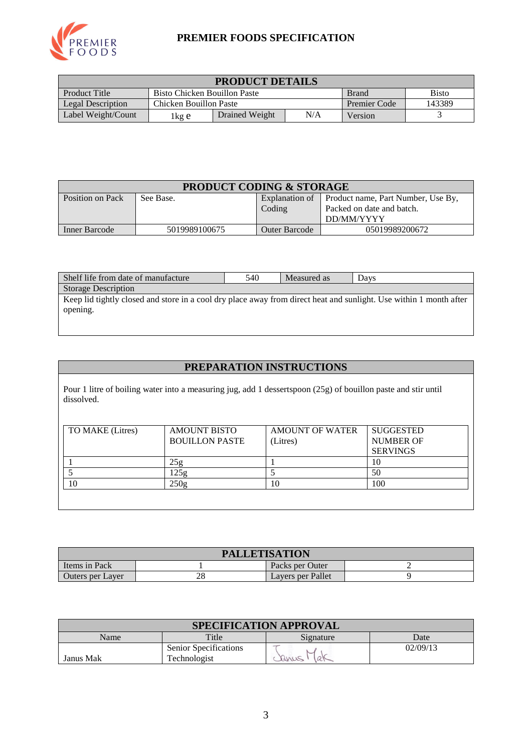# PREMIER FOODS SPECIFICATION

| PRODUCT DETAILS | | | | | |
|---|---|---|---|---|---|
| Product Title | Bisto Chicken Bouillon Paste | | | Brand | Bisto |
| Legal Description | Chicken Bouillon Paste | | | Premier Code | 143389 |
| Label Weight/Count | 1kg e | Drained Weight | N/A | Version | 3 |

| PRODUCT CODING & STORAGE | | | |
|---|---|---|---|
| Position on Pack | See Base. | Explanation of Coding | Product name, Part Number, Use By, Packed on date and batch. DD/MM/YYYY |
| Inner Barcode | 5019989100675 | Outer Barcode | 05019989200672 |

| | | | |
|---|---|---|---|
| Shelf life from date of manufacture | 540 | Measured as | Days |
| Storage Description | | | |
| Keep lid tightly closed and store in a cool dry place away from direct heat and sunlight. Use within 1 month after opening. | | | |

## PREPARATION INSTRUCTIONS

Pour 1 litre of boiling water into a measuring jug, add 1 dessertspoon (25g) of bouillon paste and stir until dissolved.

| TO MAKE (Litres) | AMOUNT BISTO BOUILLON PASTE | AMOUNT OF WATER (Litres) | SUGGESTED NUMBER OF SERVINGS |
|---|---|---|---|
| 1 | 25g | 1 | 10 |
| 5 | 125g | 5 | 50 |
| 10 | 250g | 10 | 100 |

| PALLETISATION | | | |
|---|---|---|---|
| Items in Pack | 1 | Packs per Outer | 2 |
| Outers per Layer | 28 | Layers per Pallet | 9 |

| SPECIFICATION APPROVAL | | | |
|---|---|---|---|
| Name | Title | Signature | Date |
| Janus Mak | Senior Specifications Technologist | Janus Mak | 02/09/13 |